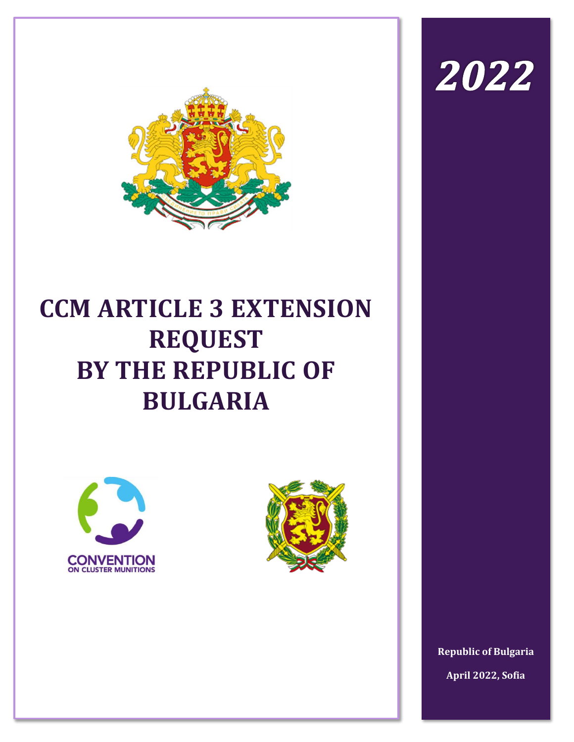# CCM ARTICLE 3 EXTENSION REQUEST BY THE REPUBLIC OF BULGARIA

CONVENTION ON CLUSTER MUNITIONS

2022

**Republic of Bulgaria**

**April 2022, Sofia**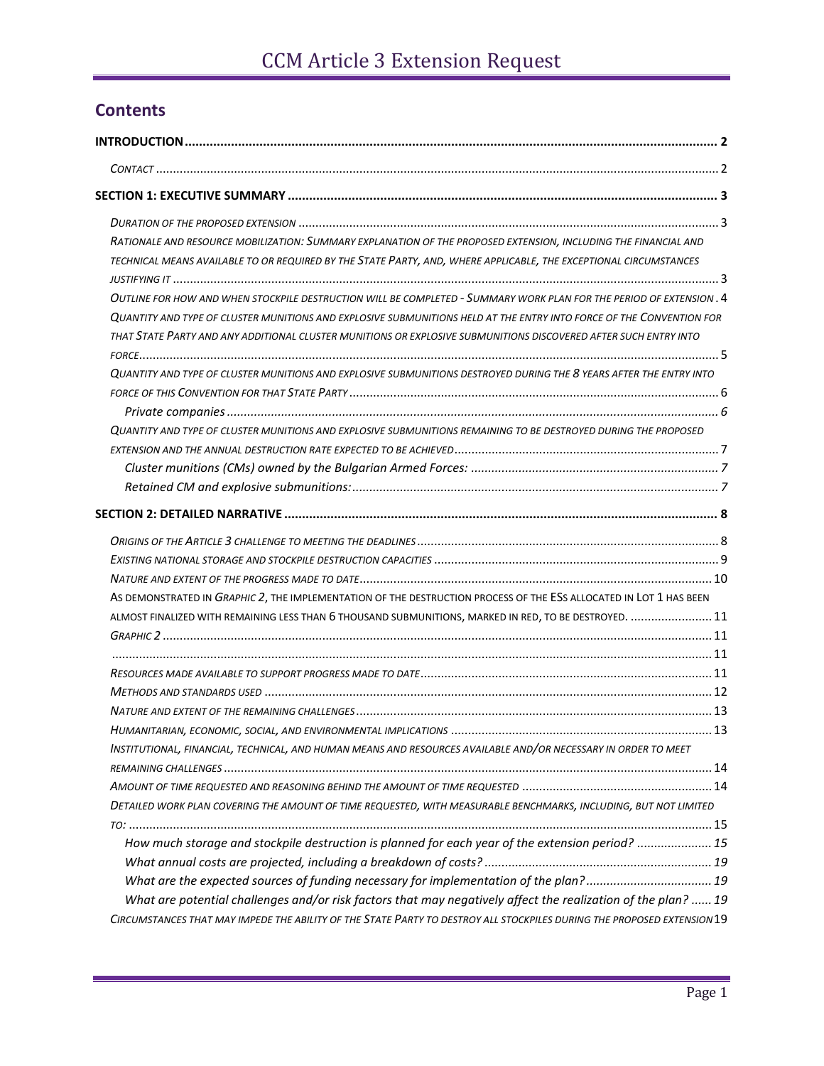## Contents

- **INTRODUCTION** ..... 2
  - *CONTACT* ..... 2
- **SECTION 1: EXECUTIVE SUMMARY** ..... 3
  - *DURATION OF THE PROPOSED EXTENSION* ..... 3
  - *RATIONALE AND RESOURCE MOBILIZATION: SUMMARY EXPLANATION OF THE PROPOSED EXTENSION, INCLUDING THE FINANCIAL AND TECHNICAL MEANS AVAILABLE TO OR REQUIRED BY THE STATE PARTY, AND, WHERE APPLICABLE, THE EXCEPTIONAL CIRCUMSTANCES JUSTIFYING IT* ..... 3
  - *OUTLINE FOR HOW AND WHEN STOCKPILE DESTRUCTION WILL BE COMPLETED - SUMMARY WORK PLAN FOR THE PERIOD OF EXTENSION* . 4
  - *QUANTITY AND TYPE OF CLUSTER MUNITIONS AND EXPLOSIVE SUBMUNITIONS HELD AT THE ENTRY INTO FORCE OF THE CONVENTION FOR THAT STATE PARTY AND ANY ADDITIONAL CLUSTER MUNITIONS OR EXPLOSIVE SUBMUNITIONS DISCOVERED AFTER SUCH ENTRY INTO FORCE* ..... 5
  - *QUANTITY AND TYPE OF CLUSTER MUNITIONS AND EXPLOSIVE SUBMUNITIONS DESTROYED DURING THE 8 YEARS AFTER THE ENTRY INTO FORCE OF THIS CONVENTION FOR THAT STATE PARTY* ..... 6
    - *Private companies* ..... 6
  - *QUANTITY AND TYPE OF CLUSTER MUNITIONS AND EXPLOSIVE SUBMUNITIONS REMAINING TO BE DESTROYED DURING THE PROPOSED EXTENSION AND THE ANNUAL DESTRUCTION RATE EXPECTED TO BE ACHIEVED* ..... 7
    - *Cluster munitions (CMs) owned by the Bulgarian Armed Forces:* ..... 7
    - *Retained CM and explosive submunitions:* ..... 7
- **SECTION 2: DETAILED NARRATIVE** ..... 8
  - *ORIGINS OF THE ARTICLE 3 CHALLENGE TO MEETING THE DEADLINES* ..... 8
  - *EXISTING NATIONAL STORAGE AND STOCKPILE DESTRUCTION CAPACITIES* ..... 9
  - *NATURE AND EXTENT OF THE PROGRESS MADE TO DATE* ..... 10
  - AS DEMONSTRATED IN *GRAPHIC 2*, THE IMPLEMENTATION OF THE DESTRUCTION PROCESS OF THE ESS ALLOCATED IN LOT 1 HAS BEEN ALMOST FINALIZED WITH REMAINING LESS THAN 6 THOUSAND SUBMUNITIONS, MARKED IN RED, TO BE DESTROYED. ..... 11
  - *GRAPHIC 2* ..... 11
  - ..... 11
  - *RESOURCES MADE AVAILABLE TO SUPPORT PROGRESS MADE TO DATE* ..... 11
  - *METHODS AND STANDARDS USED* ..... 12
  - *NATURE AND EXTENT OF THE REMAINING CHALLENGES* ..... 13
  - *HUMANITARIAN, ECONOMIC, SOCIAL, AND ENVIRONMENTAL IMPLICATIONS* ..... 13
  - *INSTITUTIONAL, FINANCIAL, TECHNICAL, AND HUMAN MEANS AND RESOURCES AVAILABLE AND/OR NECESSARY IN ORDER TO MEET REMAINING CHALLENGES* ..... 14
  - *AMOUNT OF TIME REQUESTED AND REASONING BEHIND THE AMOUNT OF TIME REQUESTED* ..... 14
  - *DETAILED WORK PLAN COVERING THE AMOUNT OF TIME REQUESTED, WITH MEASURABLE BENCHMARKS, INCLUDING, BUT NOT LIMITED TO:* ..... 15
    - *How much storage and stockpile destruction is planned for each year of the extension period?* ..... 15
    - *What annual costs are projected, including a breakdown of costs?* ..... 19
    - *What are the expected sources of funding necessary for implementation of the plan?* ..... 19
    - *What are potential challenges and/or risk factors that may negatively affect the realization of the plan?* ..... 19
  - *CIRCUMSTANCES THAT MAY IMPEDE THE ABILITY OF THE STATE PARTY TO DESTROY ALL STOCKPILES DURING THE PROPOSED EXTENSION* 19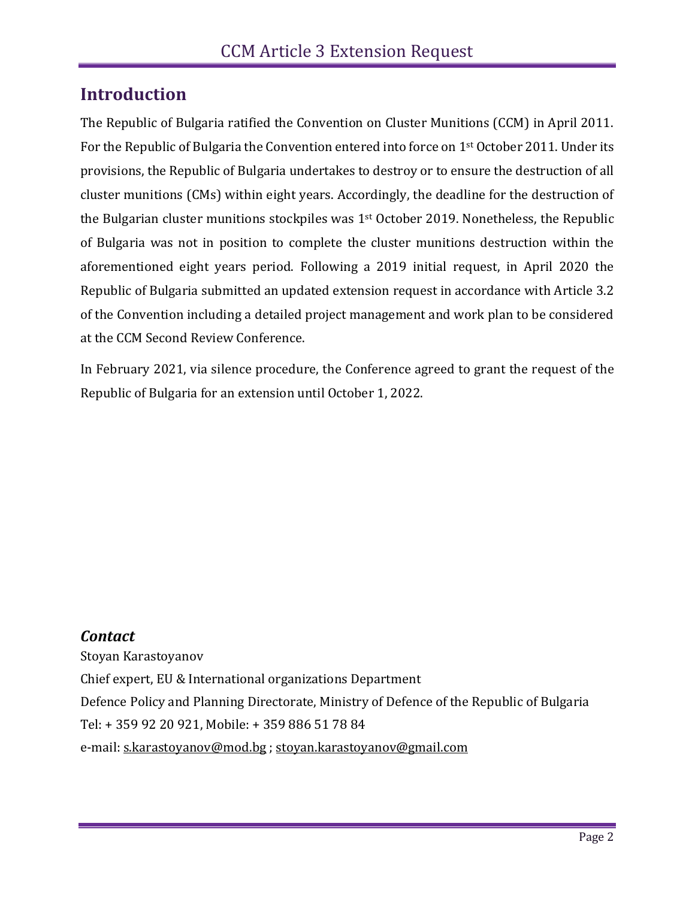## Introduction

The Republic of Bulgaria ratified the Convention on Cluster Munitions (CCM) in April 2011. For the Republic of Bulgaria the Convention entered into force on 1st October 2011. Under its provisions, the Republic of Bulgaria undertakes to destroy or to ensure the destruction of all cluster munitions (CMs) within eight years. Accordingly, the deadline for the destruction of the Bulgarian cluster munitions stockpiles was 1st October 2019. Nonetheless, the Republic of Bulgaria was not in position to complete the cluster munitions destruction within the aforementioned eight years period. Following a 2019 initial request, in April 2020 the Republic of Bulgaria submitted an updated extension request in accordance with Article 3.2 of the Convention including a detailed project management and work plan to be considered at the CCM Second Review Conference.

In February 2021, via silence procedure, the Conference agreed to grant the request of the Republic of Bulgaria for an extension until October 1, 2022.

### *Contact*

Stoyan Karastoyanov

Chief expert, EU & International organizations Department

Defence Policy and Planning Directorate, Ministry of Defence of the Republic of Bulgaria

Tel: + 359 92 20 921, Mobile: + 359 886 51 78 84

e-mail: s.karastoyanov@mod.bg ; stoyan.karastoyanov@gmail.com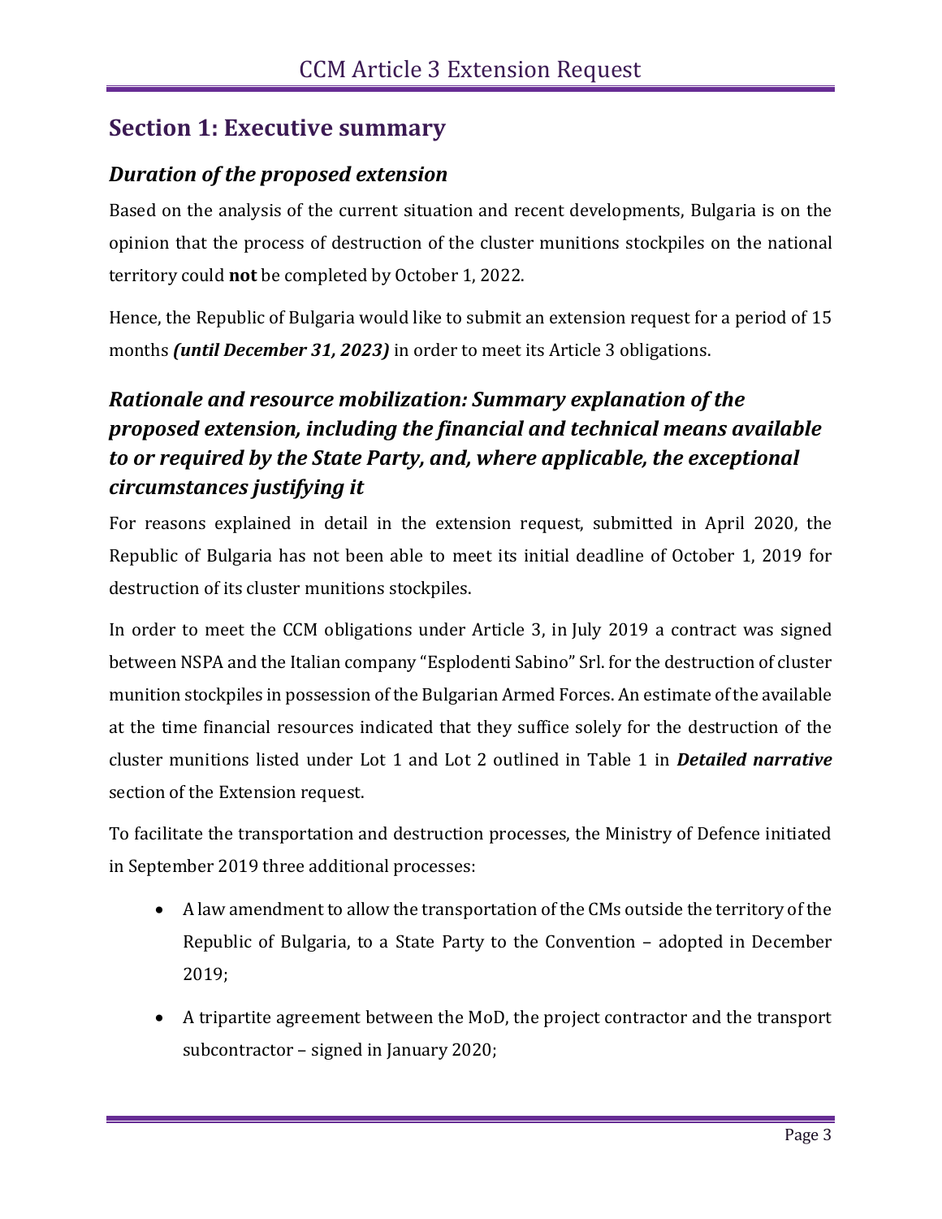## Section 1: Executive summary

### *Duration of the proposed extension*

Based on the analysis of the current situation and recent developments, Bulgaria is on the opinion that the process of destruction of the cluster munitions stockpiles on the national territory could **not** be completed by October 1, 2022.

Hence, the Republic of Bulgaria would like to submit an extension request for a period of 15 months ***(until December 31, 2023)*** in order to meet its Article 3 obligations.

### *Rationale and resource mobilization: Summary explanation of the proposed extension, including the financial and technical means available to or required by the State Party, and, where applicable, the exceptional circumstances justifying it*

For reasons explained in detail in the extension request, submitted in April 2020, the Republic of Bulgaria has not been able to meet its initial deadline of October 1, 2019 for destruction of its cluster munitions stockpiles.

In order to meet the CCM obligations under Article 3, in July 2019 a contract was signed between NSPA and the Italian company "Esplodenti Sabino" Srl. for the destruction of cluster munition stockpiles in possession of the Bulgarian Armed Forces. An estimate of the available at the time financial resources indicated that they suffice solely for the destruction of the cluster munitions listed under Lot 1 and Lot 2 outlined in Table 1 in ***Detailed narrative*** section of the Extension request.

To facilitate the transportation and destruction processes, the Ministry of Defence initiated in September 2019 three additional processes:

- A law amendment to allow the transportation of the CMs outside the territory of the Republic of Bulgaria, to a State Party to the Convention – adopted in December 2019;
- A tripartite agreement between the MoD, the project contractor and the transport subcontractor – signed in January 2020;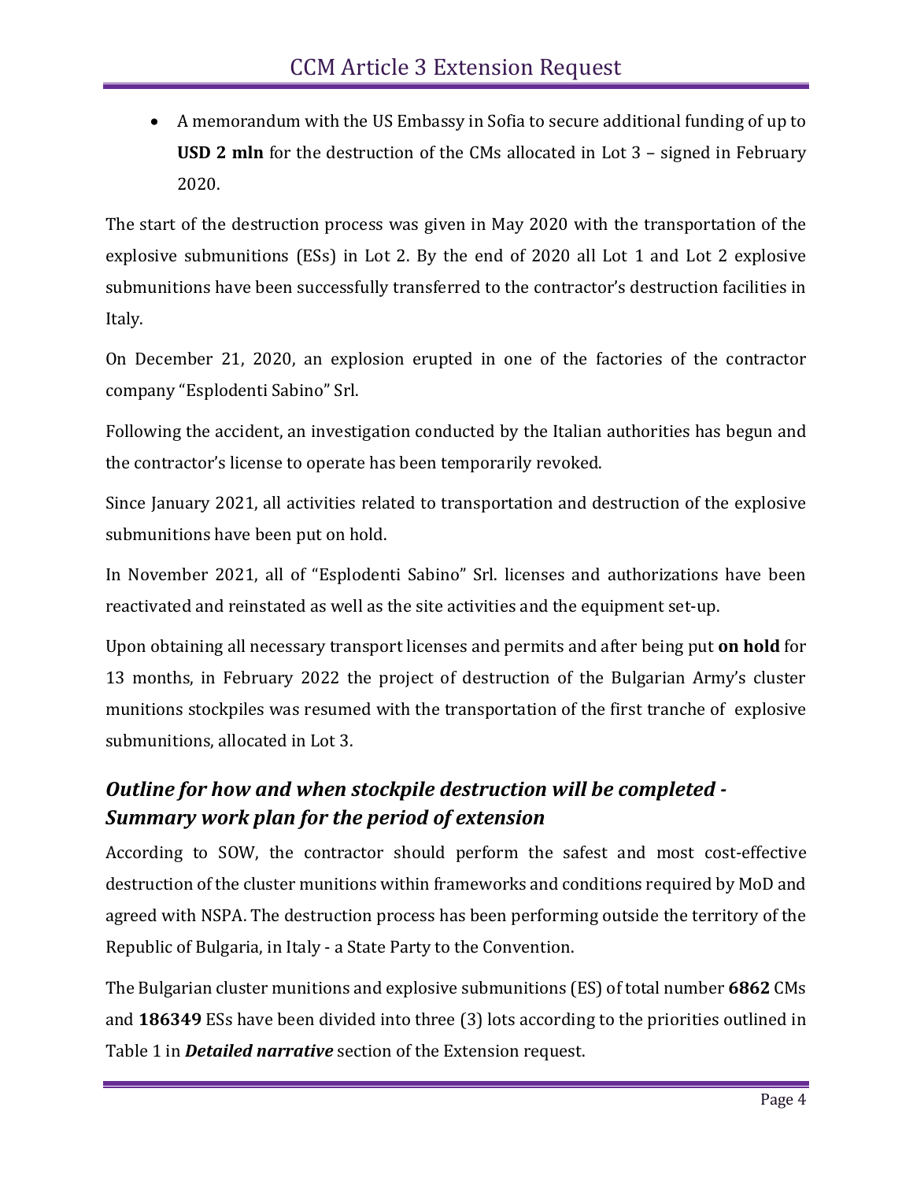- A memorandum with the US Embassy in Sofia to secure additional funding of up to **USD 2 mln** for the destruction of the CMs allocated in Lot 3 – signed in February 2020.

The start of the destruction process was given in May 2020 with the transportation of the explosive submunitions (ESs) in Lot 2. By the end of 2020 all Lot 1 and Lot 2 explosive submunitions have been successfully transferred to the contractor's destruction facilities in Italy.

On December 21, 2020, an explosion erupted in one of the factories of the contractor company "Esplodenti Sabino" Srl.

Following the accident, an investigation conducted by the Italian authorities has begun and the contractor's license to operate has been temporarily revoked.

Since January 2021, all activities related to transportation and destruction of the explosive submunitions have been put on hold.

In November 2021, all of "Esplodenti Sabino" Srl. licenses and authorizations have been reactivated and reinstated as well as the site activities and the equipment set-up.

Upon obtaining all necessary transport licenses and permits and after being put **on hold** for 13 months, in February 2022 the project of destruction of the Bulgarian Army's cluster munitions stockpiles was resumed with the transportation of the first tranche of explosive submunitions, allocated in Lot 3.

## *Outline for how and when stockpile destruction will be completed - Summary work plan for the period of extension*

According to SOW, the contractor should perform the safest and most cost-effective destruction of the cluster munitions within frameworks and conditions required by MoD and agreed with NSPA. The destruction process has been performing outside the territory of the Republic of Bulgaria, in Italy - a State Party to the Convention.

The Bulgarian cluster munitions and explosive submunitions (ES) of total number **6862** CMs and **186349** ESs have been divided into three (3) lots according to the priorities outlined in Table 1 in ***Detailed narrative*** section of the Extension request.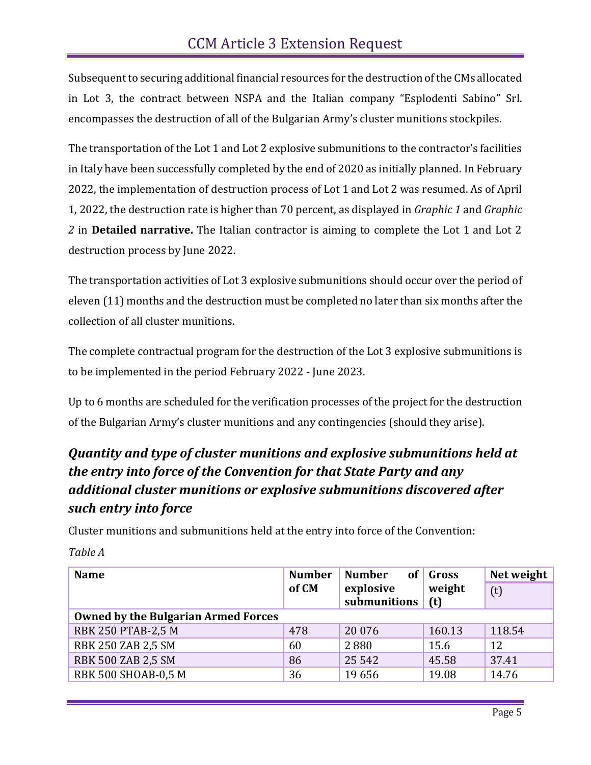Subsequent to securing additional financial resources for the destruction of the CMs allocated in Lot 3, the contract between NSPA and the Italian company "Esplodenti Sabino" Srl. encompasses the destruction of all of the Bulgarian Army's cluster munitions stockpiles.

The transportation of the Lot 1 and Lot 2 explosive submunitions to the contractor's facilities in Italy have been successfully completed by the end of 2020 as initially planned. In February 2022, the implementation of destruction process of Lot 1 and Lot 2 was resumed. As of April 1, 2022, the destruction rate is higher than 70 percent, as displayed in *Graphic 1* and *Graphic 2* in **Detailed narrative.** The Italian contractor is aiming to complete the Lot 1 and Lot 2 destruction process by June 2022.

The transportation activities of Lot 3 explosive submunitions should occur over the period of eleven (11) months and the destruction must be completed no later than six months after the collection of all cluster munitions.

The complete contractual program for the destruction of the Lot 3 explosive submunitions is to be implemented in the period February 2022 - June 2023.

Up to 6 months are scheduled for the verification processes of the project for the destruction of the Bulgarian Army's cluster munitions and any contingencies (should they arise).

## *Quantity and type of cluster munitions and explosive submunitions held at the entry into force of the Convention for that State Party and any additional cluster munitions or explosive submunitions discovered after such entry into force*

Cluster munitions and submunitions held at the entry into force of the Convention:

*Table A*

| Name | Number of CM | Number of explosive submunitions | Gross weight (t) | Net weight (t) |
|---|---|---|---|---|
| **Owned by the Bulgarian Armed Forces** | | | | |
| RBK 250 PTAB-2,5 M | 478 | 20 076 | 160.13 | 118.54 |
| RBK 250 ZAB 2,5 SM | 60 | 2 880 | 15.6 | 12 |
| RBK 500 ZAB 2,5 SM | 86 | 25 542 | 45.58 | 37.41 |
| RBK 500 SHOAB-0,5 M | 36 | 19 656 | 19.08 | 14.76 |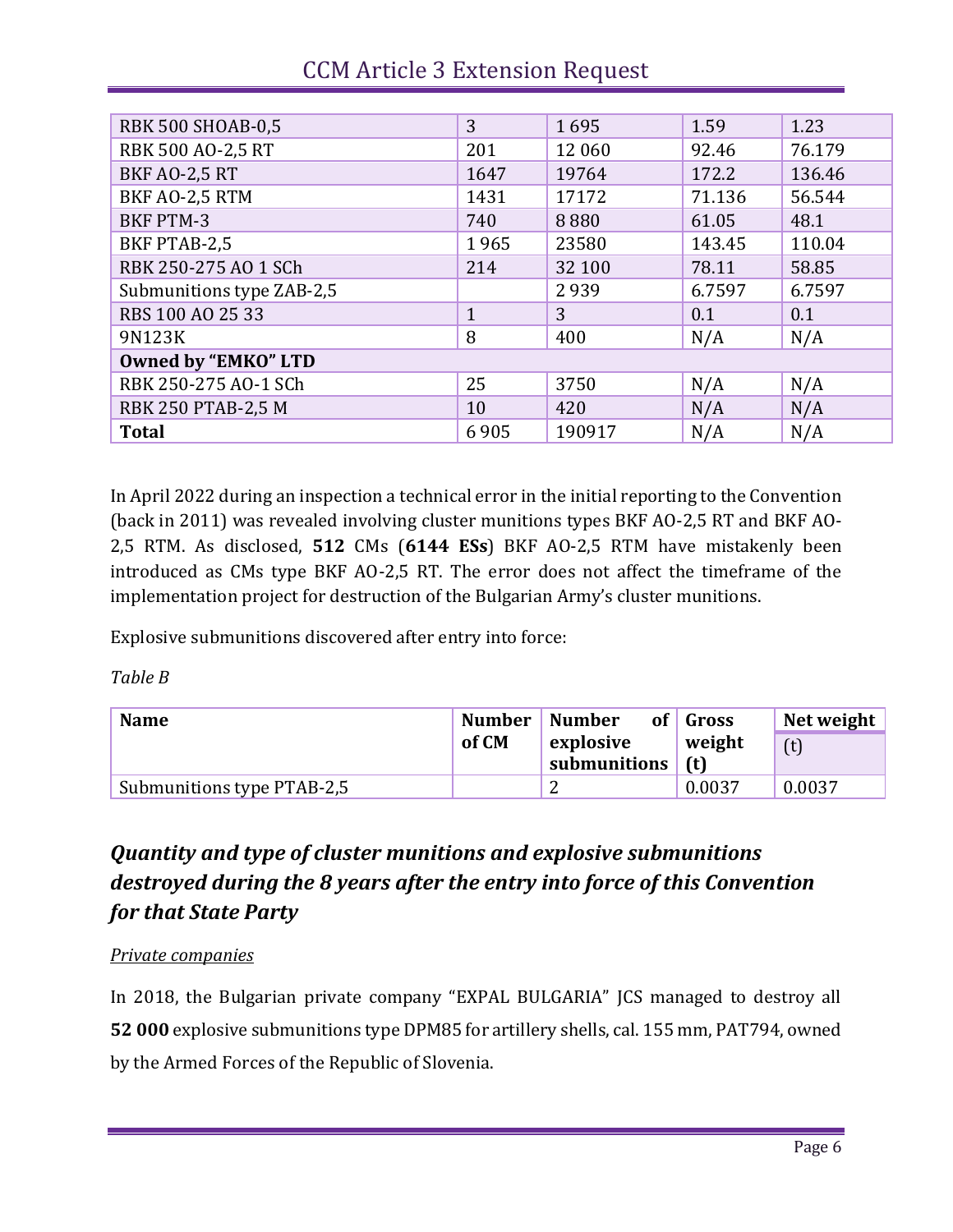| RBK 500 SHOAB-0,5 | 3 | 1 695 | 1.59 | 1.23 |
|---|---|---|---|---|
| RBK 500 AO-2,5 RT | 201 | 12 060 | 92.46 | 76.179 |
| BKF AO-2,5 RT | 1647 | 19764 | 172.2 | 136.46 |
| BKF AO-2,5 RTM | 1431 | 17172 | 71.136 | 56.544 |
| BKF PTM-3 | 740 | 8 880 | 61.05 | 48.1 |
| BKF PTAB-2,5 | 1 965 | 23580 | 143.45 | 110.04 |
| RBK 250-275 AO 1 SCh | 214 | 32 100 | 78.11 | 58.85 |
| Submunitions type ZAB-2,5 | | 2 939 | 6.7597 | 6.7597 |
| RBS 100 AO 25 33 | 1 | 3 | 0.1 | 0.1 |
| 9N123K | 8 | 400 | N/A | N/A |
| **Owned by "EMKO" LTD** | | | | |
| RBK 250-275 AO-1 SCh | 25 | 3750 | N/A | N/A |
| RBK 250 PTAB-2,5 M | 10 | 420 | N/A | N/A |
| **Total** | 6 905 | 190917 | N/A | N/A |

In April 2022 during an inspection a technical error in the initial reporting to the Convention (back in 2011) was revealed involving cluster munitions types BKF AO-2,5 RT and BKF AO-2,5 RTM. As disclosed, **512** CMs (**6144 ESs**) BKF AO-2,5 RTM have mistakenly been introduced as CMs type BKF AO-2,5 RT. The error does not affect the timeframe of the implementation project for destruction of the Bulgarian Army's cluster munitions.

Explosive submunitions discovered after entry into force:

*Table B*

| Name | Number of CM | Number of explosive submunitions | Gross weight (t) | Net weight (t) |
|---|---|---|---|---|
| Submunitions type PTAB-2,5 | | 2 | 0.0037 | 0.0037 |

## *Quantity and type of cluster munitions and explosive submunitions destroyed during the 8 years after the entry into force of this Convention for that State Party*

*Private companies*

In 2018, the Bulgarian private company "EXPAL BULGARIA" JCS managed to destroy all **52 000** explosive submunitions type DPM85 for artillery shells, cal. 155 mm, PAT794, owned by the Armed Forces of the Republic of Slovenia.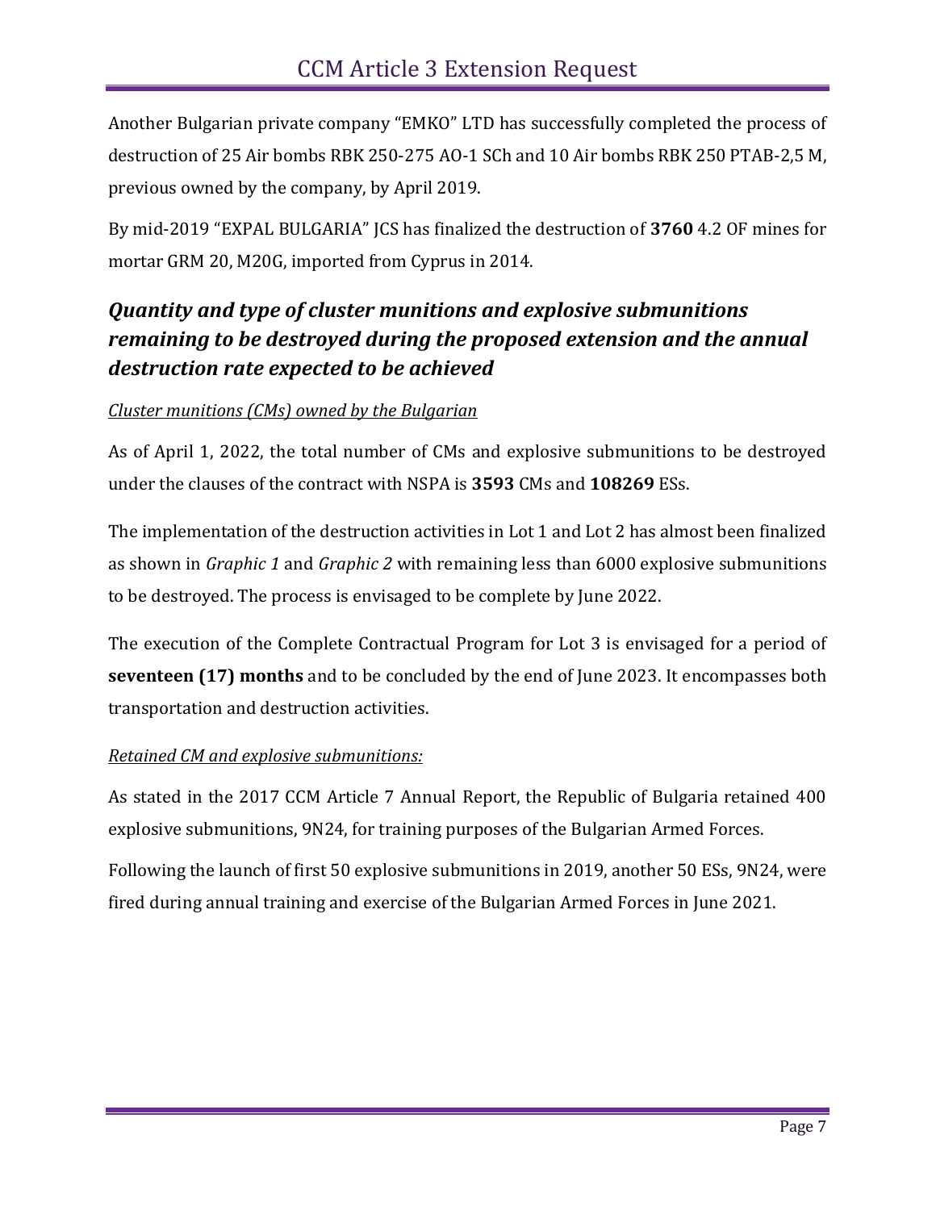Another Bulgarian private company "EMKO" LTD has successfully completed the process of destruction of 25 Air bombs RBK 250-275 AO-1 SCh and 10 Air bombs RBK 250 PTAB-2,5 M, previous owned by the company, by April 2019.

By mid-2019 "EXPAL BULGARIA" JCS has finalized the destruction of **3760** 4.2 OF mines for mortar GRM 20, M20G, imported from Cyprus in 2014.

## *Quantity and type of cluster munitions and explosive submunitions remaining to be destroyed during the proposed extension and the annual destruction rate expected to be achieved*

*Cluster munitions (CMs) owned by the Bulgarian*

As of April 1, 2022, the total number of CMs and explosive submunitions to be destroyed under the clauses of the contract with NSPA is **3593** CMs and **108269** ESs.

The implementation of the destruction activities in Lot 1 and Lot 2 has almost been finalized as shown in *Graphic 1* and *Graphic 2* with remaining less than 6000 explosive submunitions to be destroyed. The process is envisaged to be complete by June 2022.

The execution of the Complete Contractual Program for Lot 3 is envisaged for a period of **seventeen (17) months** and to be concluded by the end of June 2023. It encompasses both transportation and destruction activities.

*Retained CM and explosive submunitions:*

As stated in the 2017 CCM Article 7 Annual Report, the Republic of Bulgaria retained 400 explosive submunitions, 9N24, for training purposes of the Bulgarian Armed Forces.

Following the launch of first 50 explosive submunitions in 2019, another 50 ESs, 9N24, were fired during annual training and exercise of the Bulgarian Armed Forces in June 2021.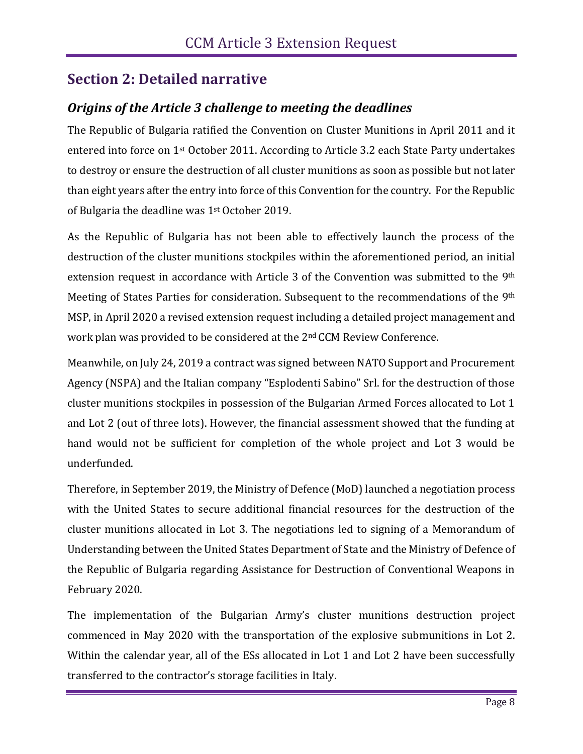## Section 2: Detailed narrative

### *Origins of the Article 3 challenge to meeting the deadlines*

The Republic of Bulgaria ratified the Convention on Cluster Munitions in April 2011 and it entered into force on 1st October 2011. According to Article 3.2 each State Party undertakes to destroy or ensure the destruction of all cluster munitions as soon as possible but not later than eight years after the entry into force of this Convention for the country. For the Republic of Bulgaria the deadline was 1st October 2019.

As the Republic of Bulgaria has not been able to effectively launch the process of the destruction of the cluster munitions stockpiles within the aforementioned period, an initial extension request in accordance with Article 3 of the Convention was submitted to the 9th Meeting of States Parties for consideration. Subsequent to the recommendations of the 9th MSP, in April 2020 a revised extension request including a detailed project management and work plan was provided to be considered at the 2nd CCM Review Conference.

Meanwhile, on July 24, 2019 a contract was signed between NATO Support and Procurement Agency (NSPA) and the Italian company "Esplodenti Sabino" Srl. for the destruction of those cluster munitions stockpiles in possession of the Bulgarian Armed Forces allocated to Lot 1 and Lot 2 (out of three lots). However, the financial assessment showed that the funding at hand would not be sufficient for completion of the whole project and Lot 3 would be underfunded.

Therefore, in September 2019, the Ministry of Defence (MoD) launched a negotiation process with the United States to secure additional financial resources for the destruction of the cluster munitions allocated in Lot 3. The negotiations led to signing of a Memorandum of Understanding between the United States Department of State and the Ministry of Defence of the Republic of Bulgaria regarding Assistance for Destruction of Conventional Weapons in February 2020.

The implementation of the Bulgarian Army's cluster munitions destruction project commenced in May 2020 with the transportation of the explosive submunitions in Lot 2. Within the calendar year, all of the ESs allocated in Lot 1 and Lot 2 have been successfully transferred to the contractor's storage facilities in Italy.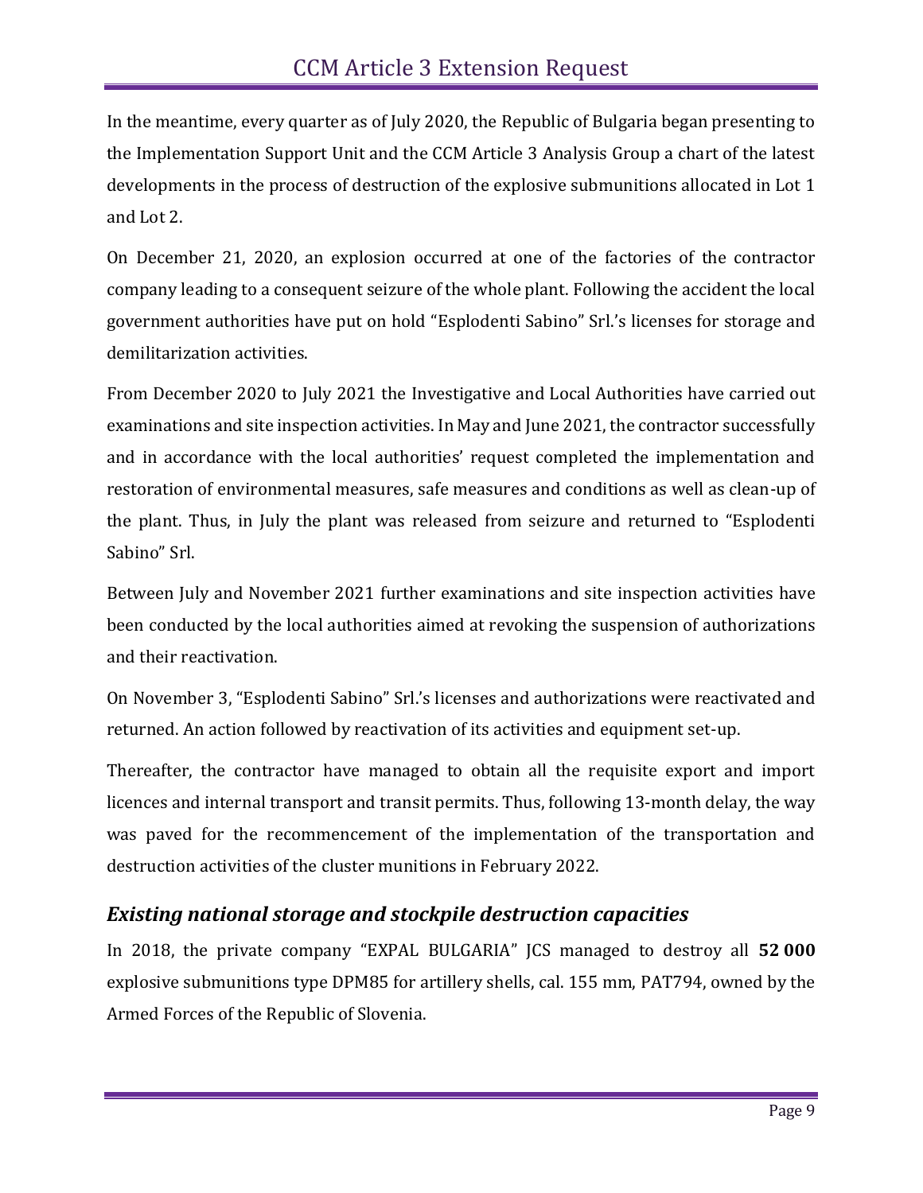In the meantime, every quarter as of July 2020, the Republic of Bulgaria began presenting to the Implementation Support Unit and the CCM Article 3 Analysis Group a chart of the latest developments in the process of destruction of the explosive submunitions allocated in Lot 1 and Lot 2.

On December 21, 2020, an explosion occurred at one of the factories of the contractor company leading to a consequent seizure of the whole plant. Following the accident the local government authorities have put on hold "Esplodenti Sabino" Srl.'s licenses for storage and demilitarization activities.

From December 2020 to July 2021 the Investigative and Local Authorities have carried out examinations and site inspection activities. In May and June 2021, the contractor successfully and in accordance with the local authorities' request completed the implementation and restoration of environmental measures, safe measures and conditions as well as clean-up of the plant. Thus, in July the plant was released from seizure and returned to "Esplodenti Sabino" Srl.

Between July and November 2021 further examinations and site inspection activities have been conducted by the local authorities aimed at revoking the suspension of authorizations and their reactivation.

On November 3, "Esplodenti Sabino" Srl.'s licenses and authorizations were reactivated and returned. An action followed by reactivation of its activities and equipment set-up.

Thereafter, the contractor have managed to obtain all the requisite export and import licences and internal transport and transit permits. Thus, following 13-month delay, the way was paved for the recommencement of the implementation of the transportation and destruction activities of the cluster munitions in February 2022.

## *Existing national storage and stockpile destruction capacities*

In 2018, the private company "EXPAL BULGARIA" JCS managed to destroy all **52 000** explosive submunitions type DPM85 for artillery shells, cal. 155 mm, PAT794, owned by the Armed Forces of the Republic of Slovenia.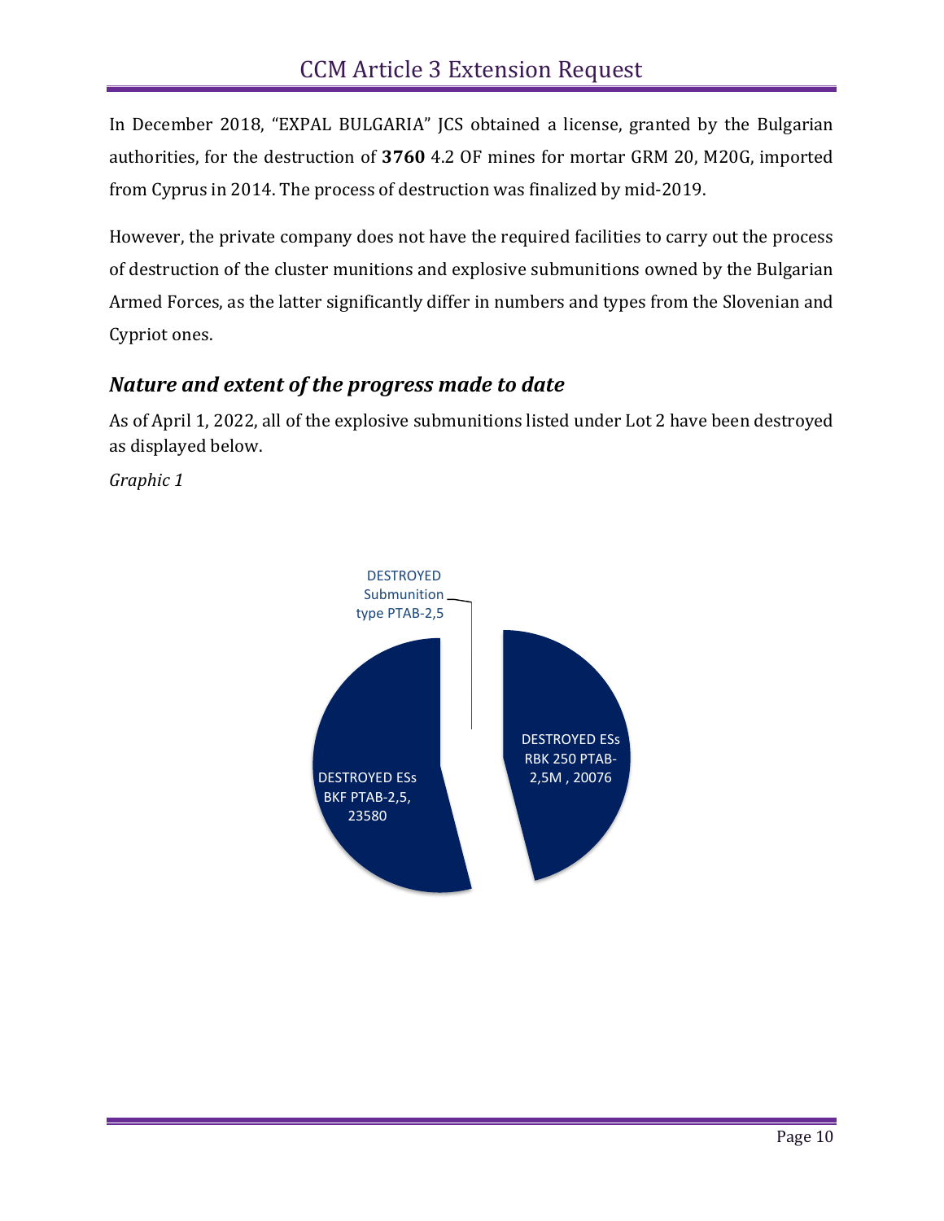In December 2018, "EXPAL BULGARIA" JCS obtained a license, granted by the Bulgarian authorities, for the destruction of **3760** 4.2 OF mines for mortar GRM 20, M20G, imported from Cyprus in 2014. The process of destruction was finalized by mid-2019.

However, the private company does not have the required facilities to carry out the process of destruction of the cluster munitions and explosive submunitions owned by the Bulgarian Armed Forces, as the latter significantly differ in numbers and types from the Slovenian and Cypriot ones.

## *Nature and extent of the progress made to date*

As of April 1, 2022, all of the explosive submunitions listed under Lot 2 have been destroyed as displayed below.

*Graphic 1*

DESTROYED Submunition type PTAB-2,5

DESTROYED ESs BKF PTAB-2,5, 23580

DESTROYED ESs RBK 250 PTAB-2,5M , 20076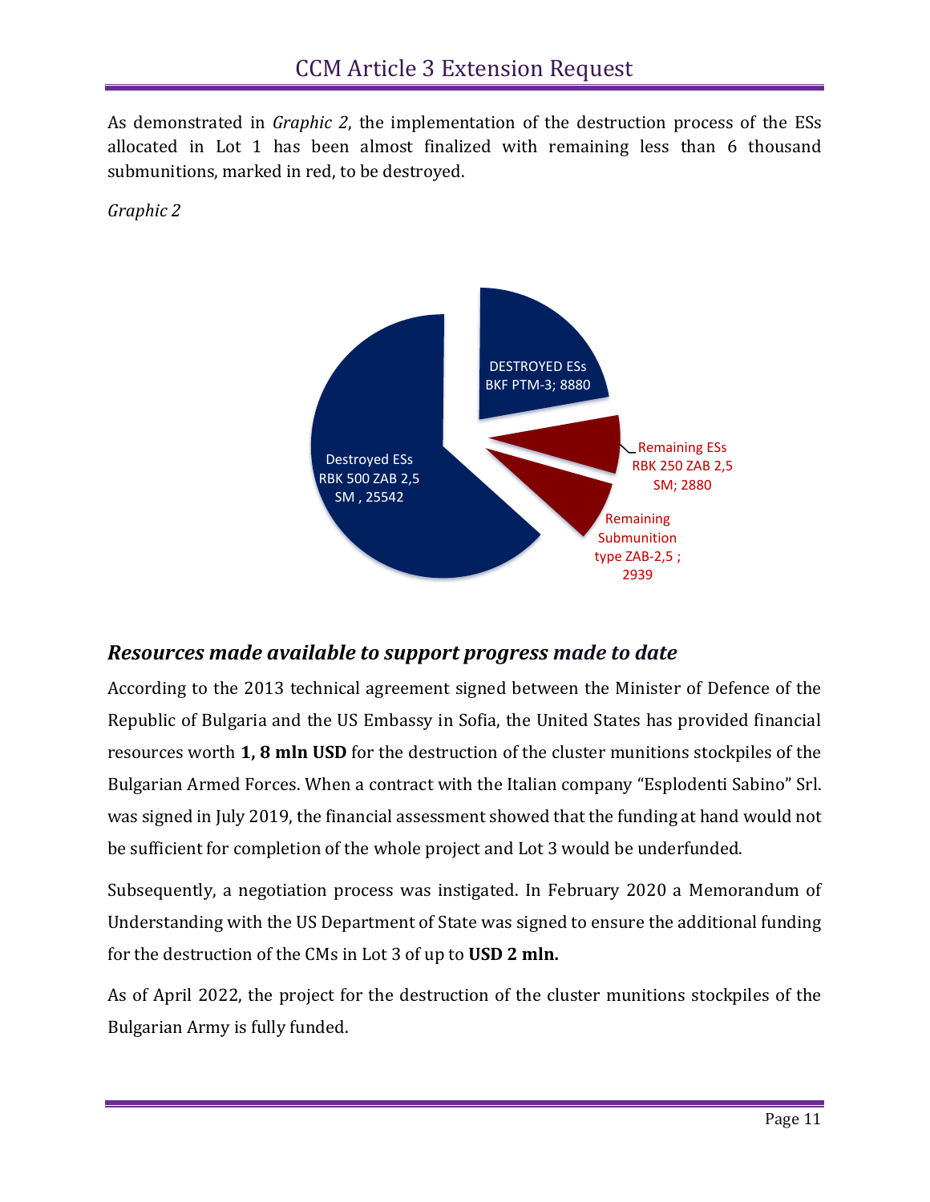As demonstrated in *Graphic 2*, the implementation of the destruction process of the ESs allocated in Lot 1 has been almost finalized with remaining less than 6 thousand submunitions, marked in red, to be destroyed.

*Graphic 2*

Destroyed ESs RBK 500 ZAB 2,5 SM , 25542

DESTROYED ESs BKF PTM-3; 8880

Remaining ESs RBK 250 ZAB 2,5 SM; 2880

Remaining Submunition type ZAB-2,5 ; 2939

## *Resources made available to support progress made to date*

According to the 2013 technical agreement signed between the Minister of Defence of the Republic of Bulgaria and the US Embassy in Sofia, the United States has provided financial resources worth **1, 8 mln USD** for the destruction of the cluster munitions stockpiles of the Bulgarian Armed Forces. When a contract with the Italian company "Esplodenti Sabino" Srl. was signed in July 2019, the financial assessment showed that the funding at hand would not be sufficient for completion of the whole project and Lot 3 would be underfunded.

Subsequently, a negotiation process was instigated. In February 2020 a Memorandum of Understanding with the US Department of State was signed to ensure the additional funding for the destruction of the CMs in Lot 3 of up to **USD 2 mln.**

As of April 2022, the project for the destruction of the cluster munitions stockpiles of the Bulgarian Army is fully funded.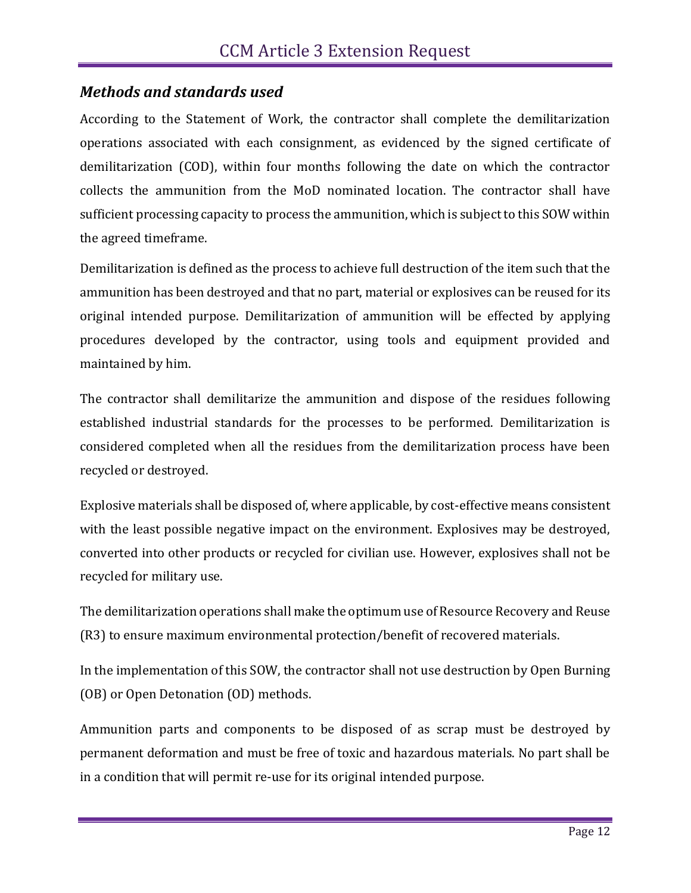## *Methods and standards used*

According to the Statement of Work, the contractor shall complete the demilitarization operations associated with each consignment, as evidenced by the signed certificate of demilitarization (COD), within four months following the date on which the contractor collects the ammunition from the MoD nominated location. The contractor shall have sufficient processing capacity to process the ammunition, which is subject to this SOW within the agreed timeframe.

Demilitarization is defined as the process to achieve full destruction of the item such that the ammunition has been destroyed and that no part, material or explosives can be reused for its original intended purpose. Demilitarization of ammunition will be effected by applying procedures developed by the contractor, using tools and equipment provided and maintained by him.

The contractor shall demilitarize the ammunition and dispose of the residues following established industrial standards for the processes to be performed. Demilitarization is considered completed when all the residues from the demilitarization process have been recycled or destroyed.

Explosive materials shall be disposed of, where applicable, by cost-effective means consistent with the least possible negative impact on the environment. Explosives may be destroyed, converted into other products or recycled for civilian use. However, explosives shall not be recycled for military use.

The demilitarization operations shall make the optimum use of Resource Recovery and Reuse (R3) to ensure maximum environmental protection/benefit of recovered materials.

In the implementation of this SOW, the contractor shall not use destruction by Open Burning (OB) or Open Detonation (OD) methods.

Ammunition parts and components to be disposed of as scrap must be destroyed by permanent deformation and must be free of toxic and hazardous materials. No part shall be in a condition that will permit re-use for its original intended purpose.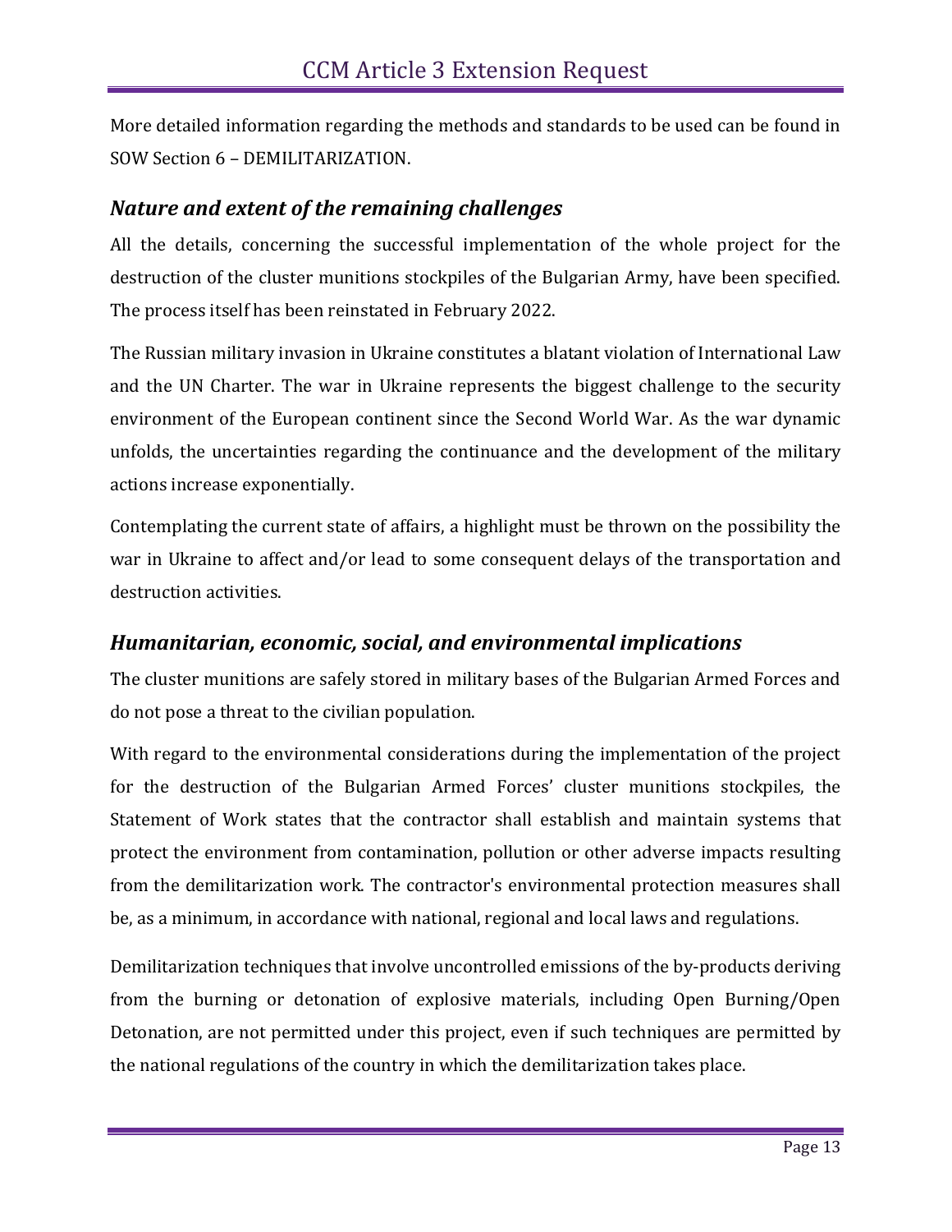More detailed information regarding the methods and standards to be used can be found in SOW Section 6 – DEMILITARIZATION.

### *Nature and extent of the remaining challenges*

All the details, concerning the successful implementation of the whole project for the destruction of the cluster munitions stockpiles of the Bulgarian Army, have been specified. The process itself has been reinstated in February 2022.

The Russian military invasion in Ukraine constitutes a blatant violation of International Law and the UN Charter. The war in Ukraine represents the biggest challenge to the security environment of the European continent since the Second World War. As the war dynamic unfolds, the uncertainties regarding the continuance and the development of the military actions increase exponentially.

Contemplating the current state of affairs, a highlight must be thrown on the possibility the war in Ukraine to affect and/or lead to some consequent delays of the transportation and destruction activities.

### *Humanitarian, economic, social, and environmental implications*

The cluster munitions are safely stored in military bases of the Bulgarian Armed Forces and do not pose a threat to the civilian population.

With regard to the environmental considerations during the implementation of the project for the destruction of the Bulgarian Armed Forces' cluster munitions stockpiles, the Statement of Work states that the contractor shall establish and maintain systems that protect the environment from contamination, pollution or other adverse impacts resulting from the demilitarization work. The contractor's environmental protection measures shall be, as a minimum, in accordance with national, regional and local laws and regulations.

Demilitarization techniques that involve uncontrolled emissions of the by-products deriving from the burning or detonation of explosive materials, including Open Burning/Open Detonation, are not permitted under this project, even if such techniques are permitted by the national regulations of the country in which the demilitarization takes place.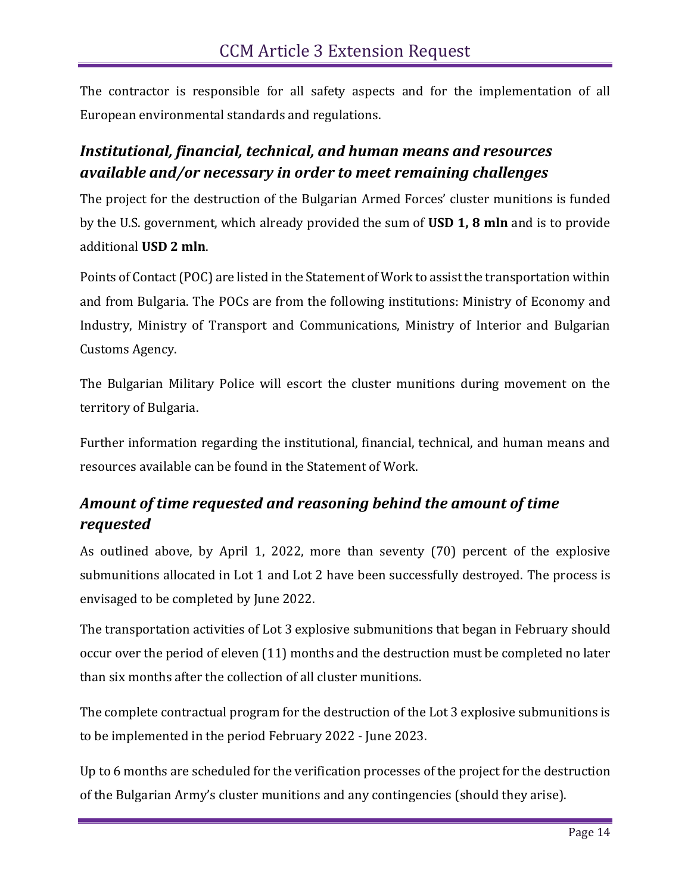The contractor is responsible for all safety aspects and for the implementation of all European environmental standards and regulations.

### *Institutional, financial, technical, and human means and resources available and/or necessary in order to meet remaining challenges*

The project for the destruction of the Bulgarian Armed Forces' cluster munitions is funded by the U.S. government, which already provided the sum of **USD 1, 8 mln** and is to provide additional **USD 2 mln**.

Points of Contact (POC) are listed in the Statement of Work to assist the transportation within and from Bulgaria. The POCs are from the following institutions: Ministry of Economy and Industry, Ministry of Transport and Communications, Ministry of Interior and Bulgarian Customs Agency.

The Bulgarian Military Police will escort the cluster munitions during movement on the territory of Bulgaria.

Further information regarding the institutional, financial, technical, and human means and resources available can be found in the Statement of Work.

### *Amount of time requested and reasoning behind the amount of time requested*

As outlined above, by April 1, 2022, more than seventy (70) percent of the explosive submunitions allocated in Lot 1 and Lot 2 have been successfully destroyed. The process is envisaged to be completed by June 2022.

The transportation activities of Lot 3 explosive submunitions that began in February should occur over the period of eleven (11) months and the destruction must be completed no later than six months after the collection of all cluster munitions.

The complete contractual program for the destruction of the Lot 3 explosive submunitions is to be implemented in the period February 2022 - June 2023.

Up to 6 months are scheduled for the verification processes of the project for the destruction of the Bulgarian Army's cluster munitions and any contingencies (should they arise).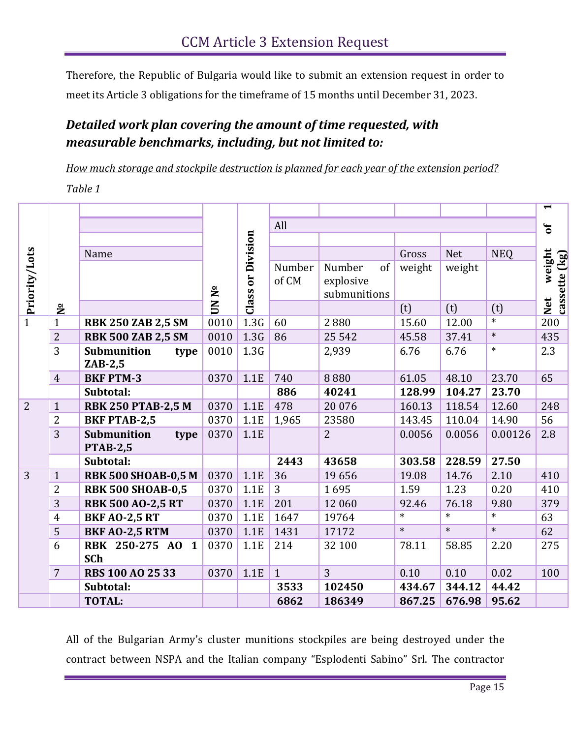Therefore, the Republic of Bulgaria would like to submit an extension request in order to meet its Article 3 obligations for the timeframe of 15 months until December 31, 2023.

### *Detailed work plan covering the amount of time requested, with measurable benchmarks, including, but not limited to:*

*How much storage and stockpile destruction is planned for each year of the extension period?*

*Table 1*

| Priority/Lots | № | Name | UN № | Class or Division | All | | | | | Net weight of 1 cassette (kg) |
|---|---|---|---|---|---|---|---|---|---|---|
| | | | | | Number of CM | Number of explosive submunitions | Gross weight (t) | Net weight (t) | NEQ (t) | |
| 1 | 1 | **RBK 250 ZAB 2,5 SM** | 0010 | 1.3G | 60 | 2 880 | 15.60 | 12.00 | * | 200 |
| | 2 | **RBK 500 ZAB 2,5 SM** | 0010 | 1.3G | 86 | 25 542 | 45.58 | 37.41 | * | 435 |
| | 3 | **Submunition type ZAB-2,5** | 0010 | 1.3G | | 2,939 | 6.76 | 6.76 | * | 2.3 |
| | 4 | **BKF PTM-3** | 0370 | 1.1E | 740 | 8 880 | 61.05 | 48.10 | 23.70 | 65 |
| | | **Subtotal:** | | | **886** | **40241** | **128.99** | **104.27** | **23.70** | |
| 2 | 1 | **RBK 250 PTAB-2,5 M** | 0370 | 1.1E | 478 | 20 076 | 160.13 | 118.54 | 12.60 | 248 |
| | 2 | **BKF PTAB-2,5** | 0370 | 1.1E | 1,965 | 23580 | 143.45 | 110.04 | 14.90 | 56 |
| | 3 | **Submunition type PTAB-2,5** | 0370 | 1.1E | | 2 | 0.0056 | 0.0056 | 0.00126 | 2.8 |
| | | **Subtotal:** | | | **2443** | **43658** | **303.58** | **228.59** | **27.50** | |
| 3 | 1 | **RBK 500 SHOAB-0,5 M** | 0370 | 1.1E | 36 | 19 656 | 19.08 | 14.76 | 2.10 | 410 |
| | 2 | **RBK 500 SHOAB-0,5** | 0370 | 1.1E | 3 | 1 695 | 1.59 | 1.23 | 0.20 | 410 |
| | 3 | **RBK 500 AO-2,5 RT** | 0370 | 1.1E | 201 | 12 060 | 92.46 | 76.18 | 9.80 | 379 |
| | 4 | **BKF AO-2,5 RT** | 0370 | 1.1E | 1647 | 19764 | * | * | * | 63 |
| | 5 | **BKF AO-2,5 RTM** | 0370 | 1.1E | 1431 | 17172 | * | * | * | 62 |
| | 6 | **RBK 250-275 AO 1 SCh** | 0370 | 1.1E | 214 | 32 100 | 78.11 | 58.85 | 2.20 | 275 |
| | 7 | **RBS 100 AO 25 33** | 0370 | 1.1E | 1 | 3 | 0.10 | 0.10 | 0.02 | 100 |
| | | **Subtotal:** | | | **3533** | **102450** | **434.67** | **344.12** | **44.42** | |
| | | **TOTAL:** | | | **6862** | **186349** | **867.25** | **676.98** | **95.62** | |

All of the Bulgarian Army's cluster munitions stockpiles are being destroyed under the contract between NSPA and the Italian company "Esplodenti Sabino" Srl. The contractor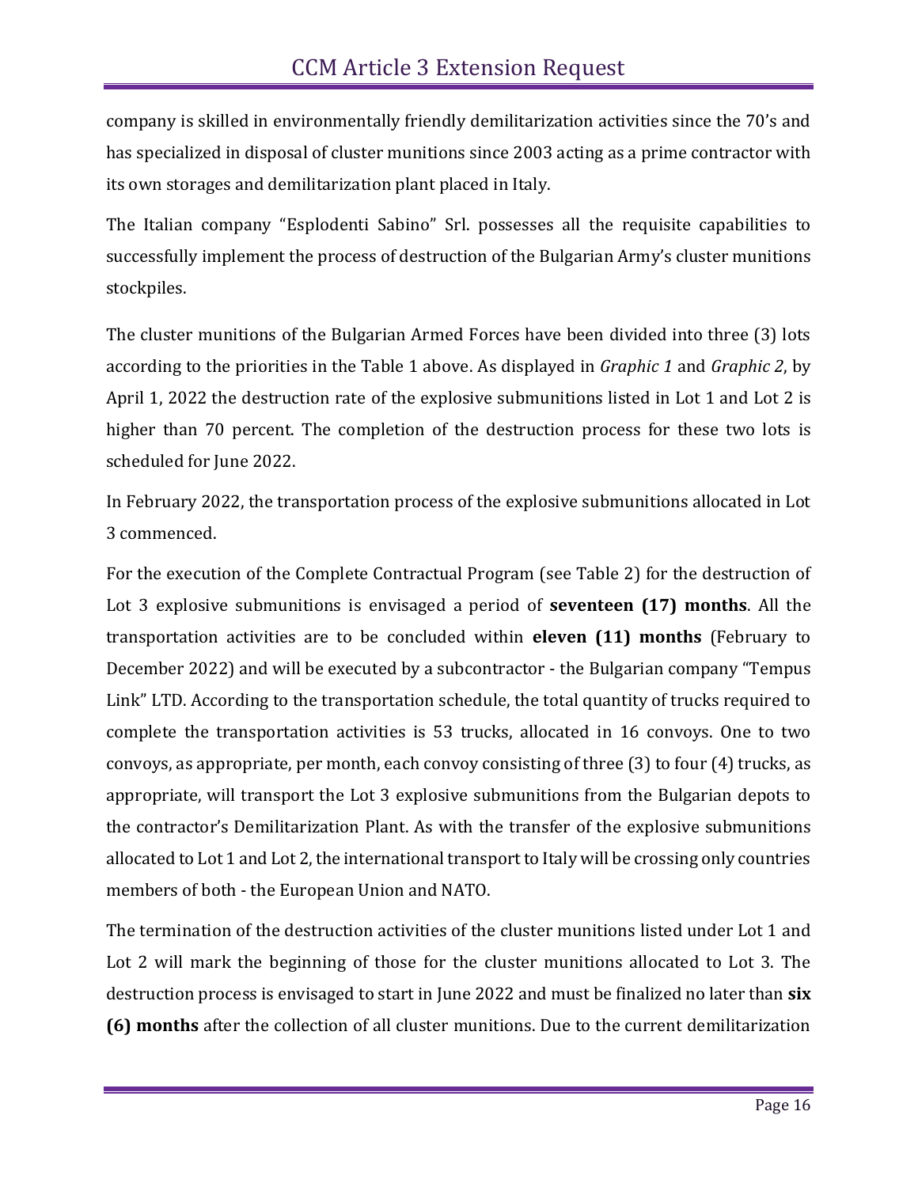company is skilled in environmentally friendly demilitarization activities since the 70's and has specialized in disposal of cluster munitions since 2003 acting as a prime contractor with its own storages and demilitarization plant placed in Italy.

The Italian company "Esplodenti Sabino" Srl. possesses all the requisite capabilities to successfully implement the process of destruction of the Bulgarian Army's cluster munitions stockpiles.

The cluster munitions of the Bulgarian Armed Forces have been divided into three (3) lots according to the priorities in the Table 1 above. As displayed in *Graphic 1* and *Graphic 2*, by April 1, 2022 the destruction rate of the explosive submunitions listed in Lot 1 and Lot 2 is higher than 70 percent. The completion of the destruction process for these two lots is scheduled for June 2022.

In February 2022, the transportation process of the explosive submunitions allocated in Lot 3 commenced.

For the execution of the Complete Contractual Program (see Table 2) for the destruction of Lot 3 explosive submunitions is envisaged a period of **seventeen (17) months**. All the transportation activities are to be concluded within **eleven (11) months** (February to December 2022) and will be executed by a subcontractor - the Bulgarian company "Tempus Link" LTD. According to the transportation schedule, the total quantity of trucks required to complete the transportation activities is 53 trucks, allocated in 16 convoys. One to two convoys, as appropriate, per month, each convoy consisting of three (3) to four (4) trucks, as appropriate, will transport the Lot 3 explosive submunitions from the Bulgarian depots to the contractor's Demilitarization Plant. As with the transfer of the explosive submunitions allocated to Lot 1 and Lot 2, the international transport to Italy will be crossing only countries members of both - the European Union and NATO.

The termination of the destruction activities of the cluster munitions listed under Lot 1 and Lot 2 will mark the beginning of those for the cluster munitions allocated to Lot 3. The destruction process is envisaged to start in June 2022 and must be finalized no later than **six (6) months** after the collection of all cluster munitions. Due to the current demilitarization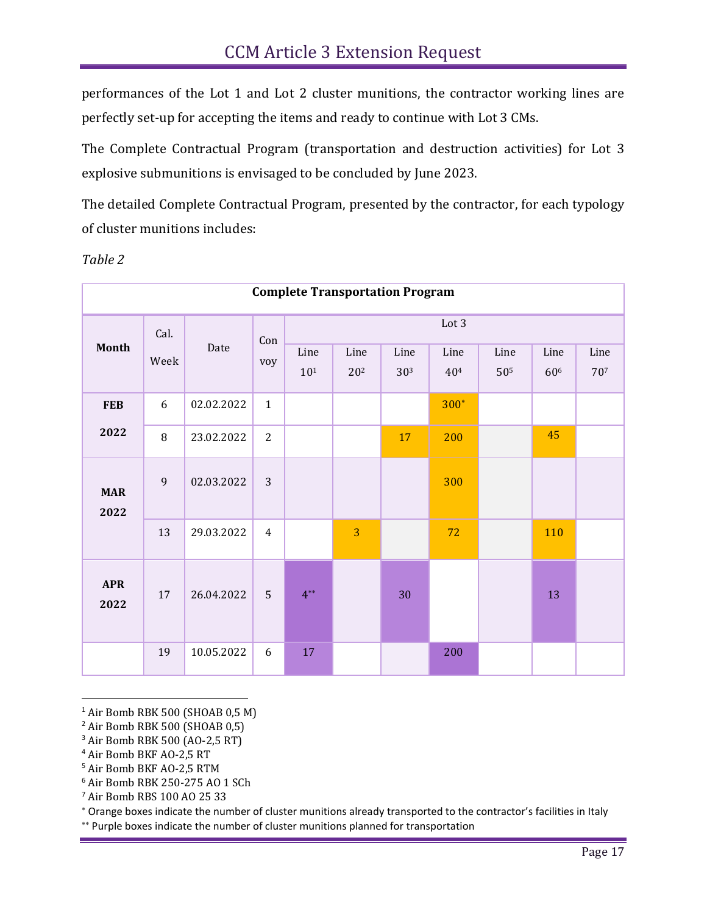performances of the Lot 1 and Lot 2 cluster munitions, the contractor working lines are perfectly set-up for accepting the items and ready to continue with Lot 3 CMs.

The Complete Contractual Program (transportation and destruction activities) for Lot 3 explosive submunitions is envisaged to be concluded by June 2023.

The detailed Complete Contractual Program, presented by the contractor, for each typology of cluster munitions includes:

*Table 2*

| **Complete Transportation Program** | | | | | | | | | | |
|---|---|---|---|---|---|---|---|---|---|---|
| **Month** | Cal. Week | Date | Convoy | Lot 3 | | | | | | |
| | | | | Line 10[1] | Line 20[2] | Line 30[3] | Line 40[4] | Line 50[5] | Line 60[6] | Line 70[7] |
| **FEB 2022** | 6 | 02.02.2022 | 1 | | | | 300[*] | | | |
| | 8 | 23.02.2022 | 2 | | | 17 | 200 | | 45 | |
| **MAR 2022** | 9 | 02.03.2022 | 3 | | | | 300 | | | |
| | 13 | 29.03.2022 | 4 | | 3 | | 72 | | 110 | |
| **APR 2022** | 17 | 26.04.2022 | 5 | 4[**] | | 30 | | | 13 | |
| | 19 | 10.05.2022 | 6 | 17 | | | 200 | | | |

[1] Air Bomb RBK 500 (SHOAB 0,5 M)
[2] Air Bomb RBK 500 (SHOAB 0,5)
[3] Air Bomb RBK 500 (AO-2,5 RT)
[4] Air Bomb BKF AO-2,5 RT
[5] Air Bomb BKF AO-2,5 RTM
[6] Air Bomb RBK 250-275 AO 1 SCh
[7] Air Bomb RBS 100 AO 25 33
[*] Orange boxes indicate the number of cluster munitions already transported to the contractor's facilities in Italy
[**] Purple boxes indicate the number of cluster munitions planned for transportation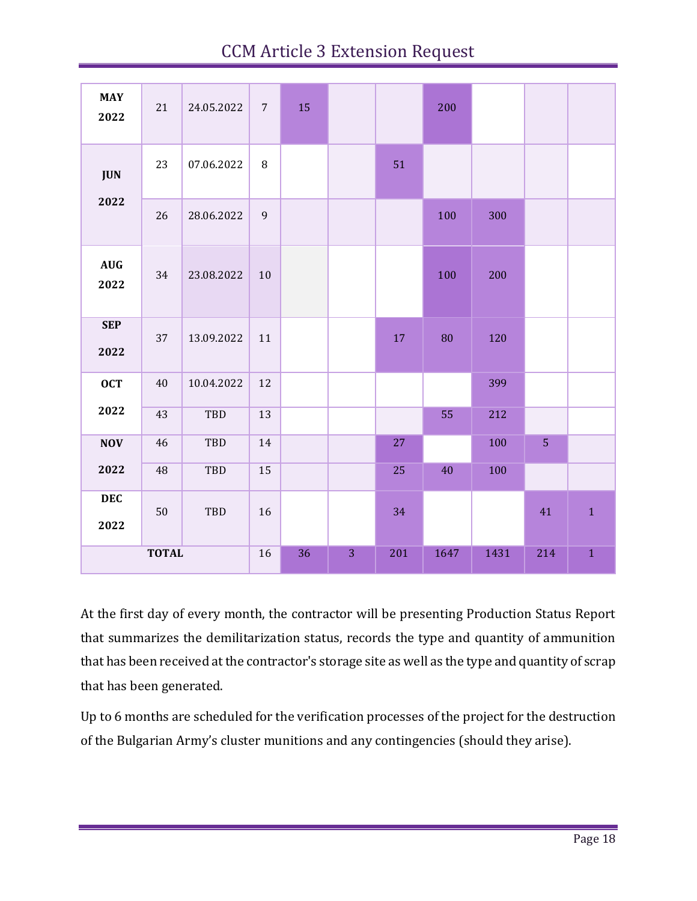| | | | | | | | | | | |
|---|---|---|---|---|---|---|---|---|---|---|
| **MAY 2022** | 21 | 24.05.2022 | 7 | 15 | | | 200 | | | |
| **JUN 2022** | 23 | 07.06.2022 | 8 | | | 51 | | | | |
| | 26 | 28.06.2022 | 9 | | | | 100 | 300 | | |
| **AUG 2022** | 34 | 23.08.2022 | 10 | | | | 100 | 200 | | |
| **SEP 2022** | 37 | 13.09.2022 | 11 | | | 17 | 80 | 120 | | |
| **OCT 2022** | 40 | 10.04.2022 | 12 | | | | | 399 | | |
| | 43 | TBD | 13 | | | | 55 | 212 | | |
| **NOV 2022** | 46 | TBD | 14 | | | 27 | | 100 | 5 | |
| | 48 | TBD | 15 | | | 25 | 40 | 100 | | |
| **DEC 2022** | 50 | TBD | 16 | | | 34 | | | 41 | 1 |
| **TOTAL** | | | 16 | 36 | 3 | 201 | 1647 | 1431 | 214 | 1 |

At the first day of every month, the contractor will be presenting Production Status Report that summarizes the demilitarization status, records the type and quantity of ammunition that has been received at the contractor's storage site as well as the type and quantity of scrap that has been generated.

Up to 6 months are scheduled for the verification processes of the project for the destruction of the Bulgarian Army's cluster munitions and any contingencies (should they arise).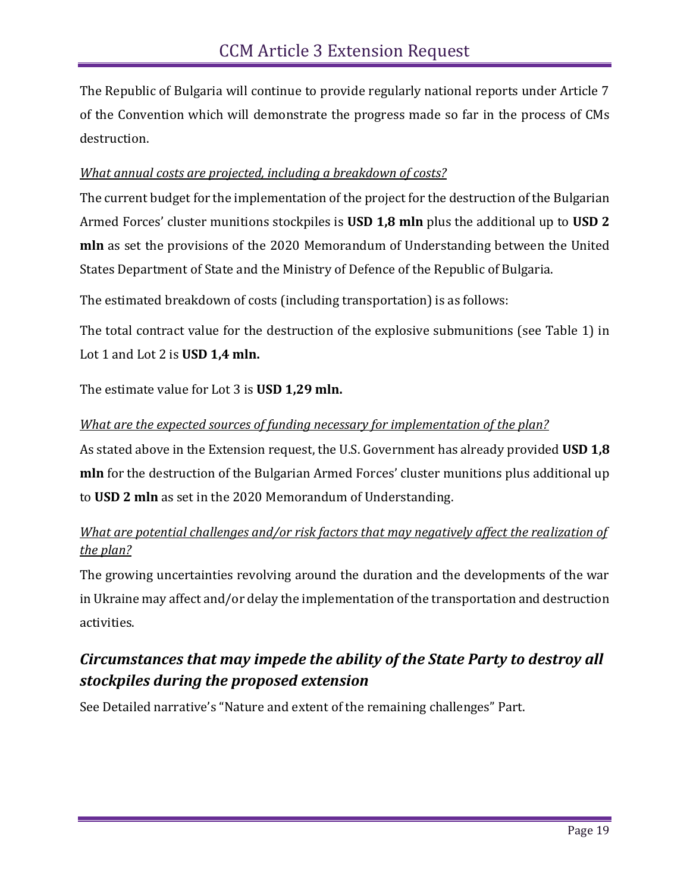The Republic of Bulgaria will continue to provide regularly national reports under Article 7 of the Convention which will demonstrate the progress made so far in the process of CMs destruction.

*<u>What annual costs are projected, including a breakdown of costs?</u>*

The current budget for the implementation of the project for the destruction of the Bulgarian Armed Forces' cluster munitions stockpiles is **USD 1,8 mln** plus the additional up to **USD 2 mln** as set the provisions of the 2020 Memorandum of Understanding between the United States Department of State and the Ministry of Defence of the Republic of Bulgaria.

The estimated breakdown of costs (including transportation) is as follows:

The total contract value for the destruction of the explosive submunitions (see Table 1) in Lot 1 and Lot 2 is **USD 1,4 mln.**

The estimate value for Lot 3 is **USD 1,29 mln.**

*<u>What are the expected sources of funding necessary for implementation of the plan?</u>*

As stated above in the Extension request, the U.S. Government has already provided **USD 1,8 mln** for the destruction of the Bulgarian Armed Forces' cluster munitions plus additional up to **USD 2 mln** as set in the 2020 Memorandum of Understanding.

*<u>What are potential challenges and/or risk factors that may negatively affect the realization of the plan?</u>*

The growing uncertainties revolving around the duration and the developments of the war in Ukraine may affect and/or delay the implementation of the transportation and destruction activities.

## *Circumstances that may impede the ability of the State Party to destroy all stockpiles during the proposed extension*

See Detailed narrative's "Nature and extent of the remaining challenges" Part.